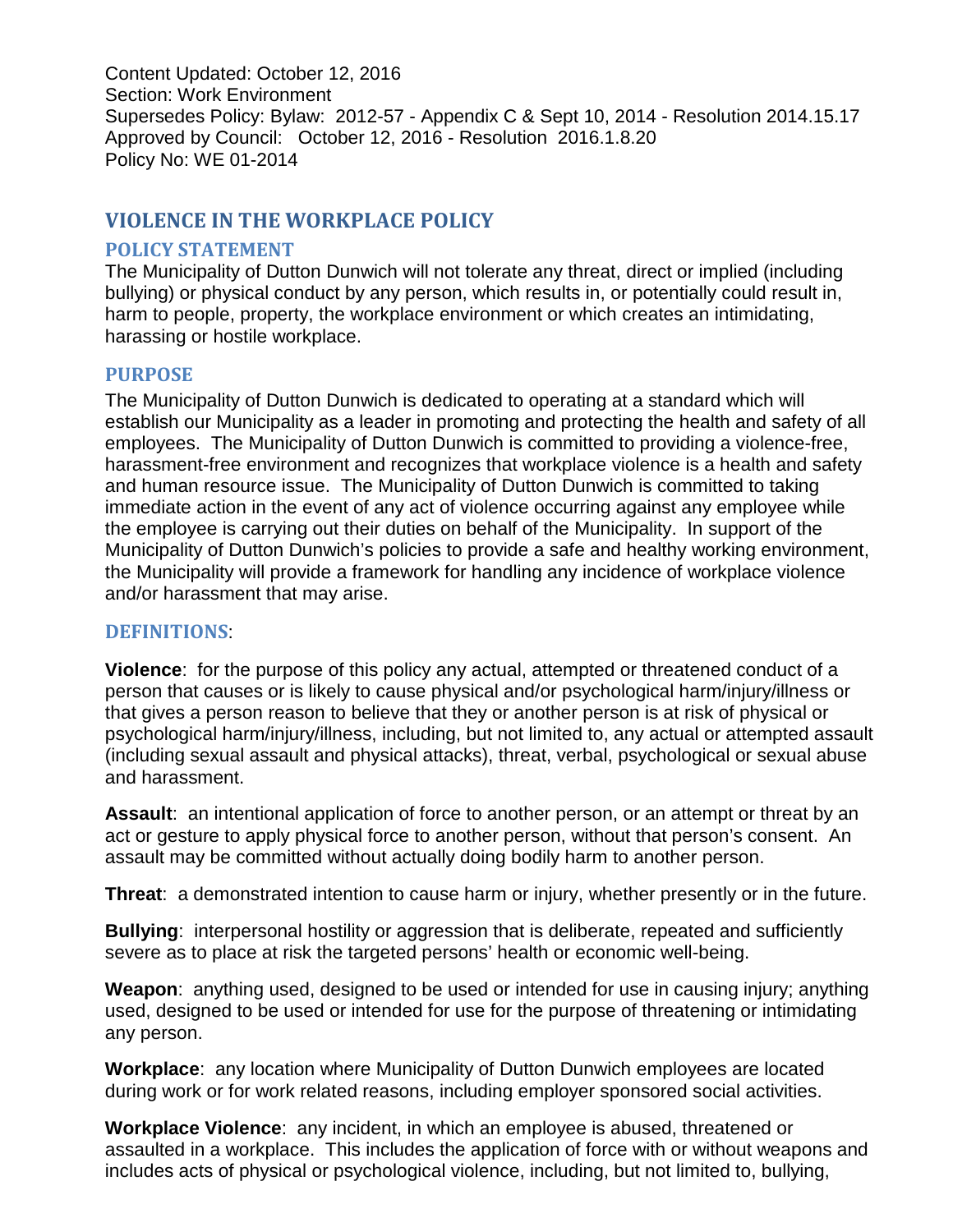Content Updated: October 12, 2016
Section: Work Environment
Supersedes Policy: Bylaw: 2012-57 - Appendix C & Sept 10, 2014 - Resolution 2014.15.17
Approved by Council: October 12, 2016 - Resolution 2016.1.8.20
Policy No: WE 01-2014

# VIOLENCE IN THE WORKPLACE POLICY

## POLICY STATEMENT

The Municipality of Dutton Dunwich will not tolerate any threat, direct or implied (including bullying) or physical conduct by any person, which results in, or potentially could result in, harm to people, property, the workplace environment or which creates an intimidating, harassing or hostile workplace.

## PURPOSE

The Municipality of Dutton Dunwich is dedicated to operating at a standard which will establish our Municipality as a leader in promoting and protecting the health and safety of all employees. The Municipality of Dutton Dunwich is committed to providing a violence-free, harassment-free environment and recognizes that workplace violence is a health and safety and human resource issue. The Municipality of Dutton Dunwich is committed to taking immediate action in the event of any act of violence occurring against any employee while the employee is carrying out their duties on behalf of the Municipality. In support of the Municipality of Dutton Dunwich's policies to provide a safe and healthy working environment, the Municipality will provide a framework for handling any incidence of workplace violence and/or harassment that may arise.

## DEFINITIONS:

**Violence**: for the purpose of this policy any actual, attempted or threatened conduct of a person that causes or is likely to cause physical and/or psychological harm/injury/illness or that gives a person reason to believe that they or another person is at risk of physical or psychological harm/injury/illness, including, but not limited to, any actual or attempted assault (including sexual assault and physical attacks), threat, verbal, psychological or sexual abuse and harassment.

**Assault**: an intentional application of force to another person, or an attempt or threat by an act or gesture to apply physical force to another person, without that person's consent. An assault may be committed without actually doing bodily harm to another person.

**Threat**: a demonstrated intention to cause harm or injury, whether presently or in the future.

**Bullying**: interpersonal hostility or aggression that is deliberate, repeated and sufficiently severe as to place at risk the targeted persons' health or economic well-being.

**Weapon**: anything used, designed to be used or intended for use in causing injury; anything used, designed to be used or intended for use for the purpose of threatening or intimidating any person.

**Workplace**: any location where Municipality of Dutton Dunwich employees are located during work or for work related reasons, including employer sponsored social activities.

**Workplace Violence**: any incident, in which an employee is abused, threatened or assaulted in a workplace. This includes the application of force with or without weapons and includes acts of physical or psychological violence, including, but not limited to, bullying,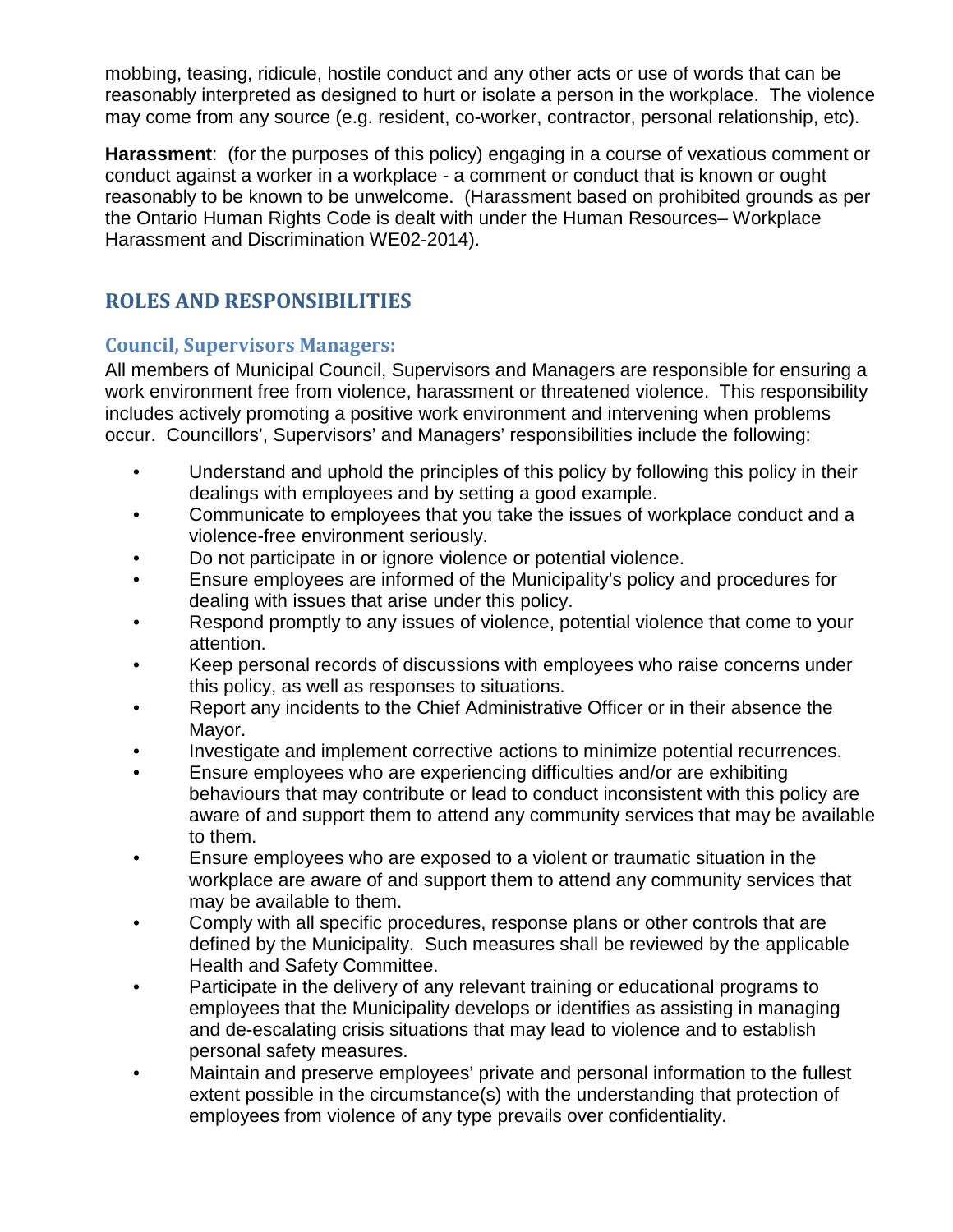mobbing, teasing, ridicule, hostile conduct and any other acts or use of words that can be reasonably interpreted as designed to hurt or isolate a person in the workplace. The violence may come from any source (e.g. resident, co-worker, contractor, personal relationship, etc).

**Harassment**: (for the purposes of this policy) engaging in a course of vexatious comment or conduct against a worker in a workplace - a comment or conduct that is known or ought reasonably to be known to be unwelcome. (Harassment based on prohibited grounds as per the Ontario Human Rights Code is dealt with under the Human Resources– Workplace Harassment and Discrimination WE02-2014).

## ROLES AND RESPONSIBILITIES

### Council, Supervisors Managers:

All members of Municipal Council, Supervisors and Managers are responsible for ensuring a work environment free from violence, harassment or threatened violence. This responsibility includes actively promoting a positive work environment and intervening when problems occur. Councillors', Supervisors' and Managers' responsibilities include the following:

- Understand and uphold the principles of this policy by following this policy in their dealings with employees and by setting a good example.
- Communicate to employees that you take the issues of workplace conduct and a violence-free environment seriously.
- Do not participate in or ignore violence or potential violence.
- Ensure employees are informed of the Municipality's policy and procedures for dealing with issues that arise under this policy.
- Respond promptly to any issues of violence, potential violence that come to your attention.
- Keep personal records of discussions with employees who raise concerns under this policy, as well as responses to situations.
- Report any incidents to the Chief Administrative Officer or in their absence the Mayor.
- Investigate and implement corrective actions to minimize potential recurrences.
- Ensure employees who are experiencing difficulties and/or are exhibiting behaviours that may contribute or lead to conduct inconsistent with this policy are aware of and support them to attend any community services that may be available to them.
- Ensure employees who are exposed to a violent or traumatic situation in the workplace are aware of and support them to attend any community services that may be available to them.
- Comply with all specific procedures, response plans or other controls that are defined by the Municipality. Such measures shall be reviewed by the applicable Health and Safety Committee.
- Participate in the delivery of any relevant training or educational programs to employees that the Municipality develops or identifies as assisting in managing and de-escalating crisis situations that may lead to violence and to establish personal safety measures.
- Maintain and preserve employees' private and personal information to the fullest extent possible in the circumstance(s) with the understanding that protection of employees from violence of any type prevails over confidentiality.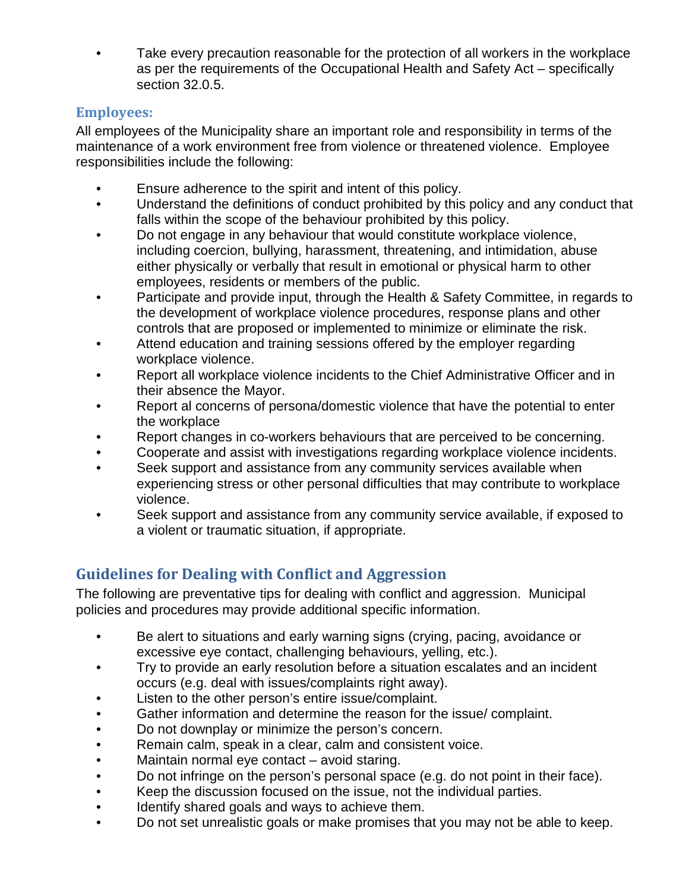- Take every precaution reasonable for the protection of all workers in the workplace as per the requirements of the Occupational Health and Safety Act – specifically section 32.0.5.

### Employees:

All employees of the Municipality share an important role and responsibility in terms of the maintenance of a work environment free from violence or threatened violence. Employee responsibilities include the following:

- Ensure adherence to the spirit and intent of this policy.
- Understand the definitions of conduct prohibited by this policy and any conduct that falls within the scope of the behaviour prohibited by this policy.
- Do not engage in any behaviour that would constitute workplace violence, including coercion, bullying, harassment, threatening, and intimidation, abuse either physically or verbally that result in emotional or physical harm to other employees, residents or members of the public.
- Participate and provide input, through the Health & Safety Committee, in regards to the development of workplace violence procedures, response plans and other controls that are proposed or implemented to minimize or eliminate the risk.
- Attend education and training sessions offered by the employer regarding workplace violence.
- Report all workplace violence incidents to the Chief Administrative Officer and in their absence the Mayor.
- Report al concerns of persona/domestic violence that have the potential to enter the workplace
- Report changes in co-workers behaviours that are perceived to be concerning.
- Cooperate and assist with investigations regarding workplace violence incidents.
- Seek support and assistance from any community services available when experiencing stress or other personal difficulties that may contribute to workplace violence.
- Seek support and assistance from any community service available, if exposed to a violent or traumatic situation, if appropriate.

## Guidelines for Dealing with Conflict and Aggression

The following are preventative tips for dealing with conflict and aggression. Municipal policies and procedures may provide additional specific information.

- Be alert to situations and early warning signs (crying, pacing, avoidance or excessive eye contact, challenging behaviours, yelling, etc.).
- Try to provide an early resolution before a situation escalates and an incident occurs (e.g. deal with issues/complaints right away).
- Listen to the other person's entire issue/complaint.
- Gather information and determine the reason for the issue/ complaint.
- Do not downplay or minimize the person's concern.
- Remain calm, speak in a clear, calm and consistent voice.
- Maintain normal eye contact – avoid staring.
- Do not infringe on the person's personal space (e.g. do not point in their face).
- Keep the discussion focused on the issue, not the individual parties.
- Identify shared goals and ways to achieve them.
- Do not set unrealistic goals or make promises that you may not be able to keep.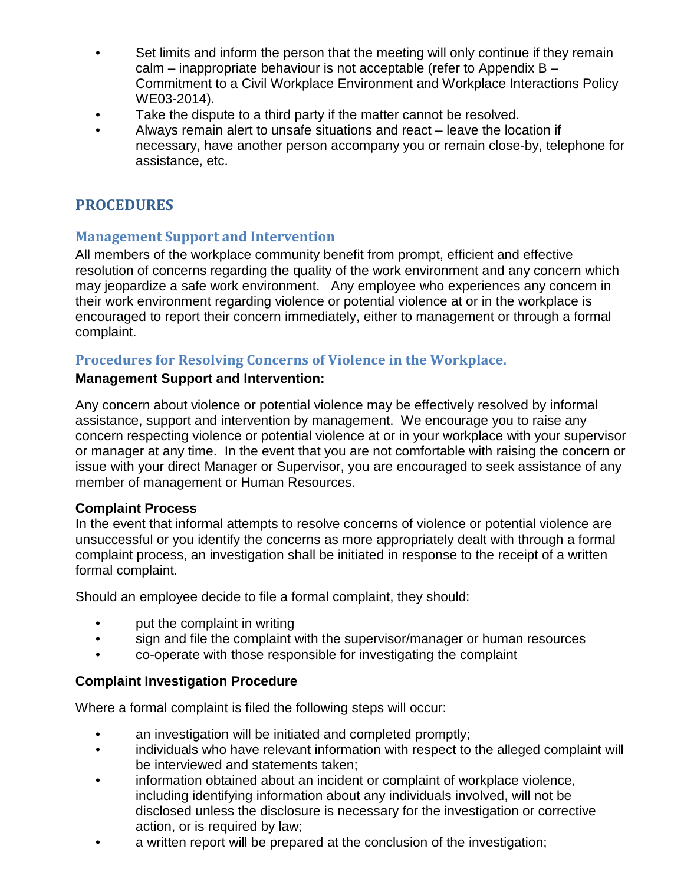- Set limits and inform the person that the meeting will only continue if they remain calm – inappropriate behaviour is not acceptable (refer to Appendix B – Commitment to a Civil Workplace Environment and Workplace Interactions Policy WE03-2014).
- Take the dispute to a third party if the matter cannot be resolved.
- Always remain alert to unsafe situations and react – leave the location if necessary, have another person accompany you or remain close-by, telephone for assistance, etc.

## PROCEDURES

### Management Support and Intervention

All members of the workplace community benefit from prompt, efficient and effective resolution of concerns regarding the quality of the work environment and any concern which may jeopardize a safe work environment. Any employee who experiences any concern in their work environment regarding violence or potential violence at or in the workplace is encouraged to report their concern immediately, either to management or through a formal complaint.

### Procedures for Resolving Concerns of Violence in the Workplace.

**Management Support and Intervention:**

Any concern about violence or potential violence may be effectively resolved by informal assistance, support and intervention by management. We encourage you to raise any concern respecting violence or potential violence at or in your workplace with your supervisor or manager at any time. In the event that you are not comfortable with raising the concern or issue with your direct Manager or Supervisor, you are encouraged to seek assistance of any member of management or Human Resources.

**Complaint Process**

In the event that informal attempts to resolve concerns of violence or potential violence are unsuccessful or you identify the concerns as more appropriately dealt with through a formal complaint process, an investigation shall be initiated in response to the receipt of a written formal complaint.

Should an employee decide to file a formal complaint, they should:

- put the complaint in writing
- sign and file the complaint with the supervisor/manager or human resources
- co-operate with those responsible for investigating the complaint

**Complaint Investigation Procedure**

Where a formal complaint is filed the following steps will occur:

- an investigation will be initiated and completed promptly;
- individuals who have relevant information with respect to the alleged complaint will be interviewed and statements taken;
- information obtained about an incident or complaint of workplace violence, including identifying information about any individuals involved, will not be disclosed unless the disclosure is necessary for the investigation or corrective action, or is required by law;
- a written report will be prepared at the conclusion of the investigation;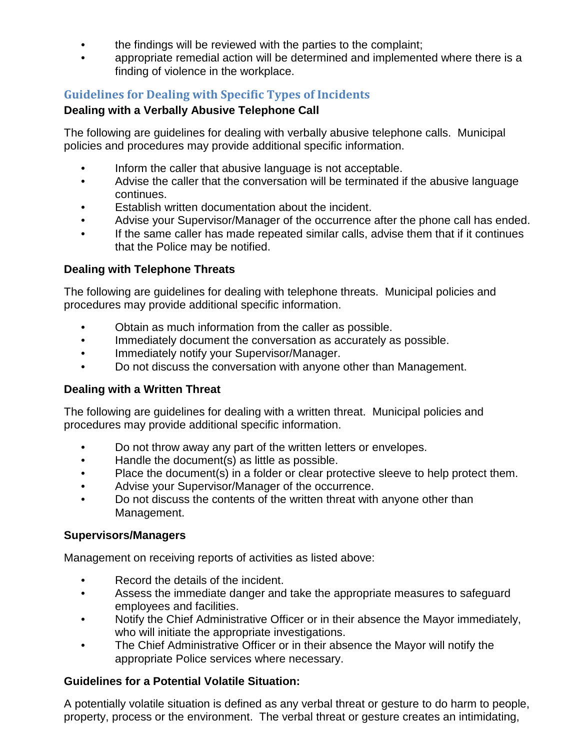- the findings will be reviewed with the parties to the complaint;
- appropriate remedial action will be determined and implemented where there is a finding of violence in the workplace.

## Guidelines for Dealing with Specific Types of Incidents

### Dealing with a Verbally Abusive Telephone Call

The following are guidelines for dealing with verbally abusive telephone calls. Municipal policies and procedures may provide additional specific information.

- Inform the caller that abusive language is not acceptable.
- Advise the caller that the conversation will be terminated if the abusive language continues.
- Establish written documentation about the incident.
- Advise your Supervisor/Manager of the occurrence after the phone call has ended.
- If the same caller has made repeated similar calls, advise them that if it continues that the Police may be notified.

### Dealing with Telephone Threats

The following are guidelines for dealing with telephone threats. Municipal policies and procedures may provide additional specific information.

- Obtain as much information from the caller as possible.
- Immediately document the conversation as accurately as possible.
- Immediately notify your Supervisor/Manager.
- Do not discuss the conversation with anyone other than Management.

### Dealing with a Written Threat

The following are guidelines for dealing with a written threat. Municipal policies and procedures may provide additional specific information.

- Do not throw away any part of the written letters or envelopes.
- Handle the document(s) as little as possible.
- Place the document(s) in a folder or clear protective sleeve to help protect them.
- Advise your Supervisor/Manager of the occurrence.
- Do not discuss the contents of the written threat with anyone other than Management.

### Supervisors/Managers

Management on receiving reports of activities as listed above:

- Record the details of the incident.
- Assess the immediate danger and take the appropriate measures to safeguard employees and facilities.
- Notify the Chief Administrative Officer or in their absence the Mayor immediately, who will initiate the appropriate investigations.
- The Chief Administrative Officer or in their absence the Mayor will notify the appropriate Police services where necessary.

### Guidelines for a Potential Volatile Situation:

A potentially volatile situation is defined as any verbal threat or gesture to do harm to people, property, process or the environment. The verbal threat or gesture creates an intimidating,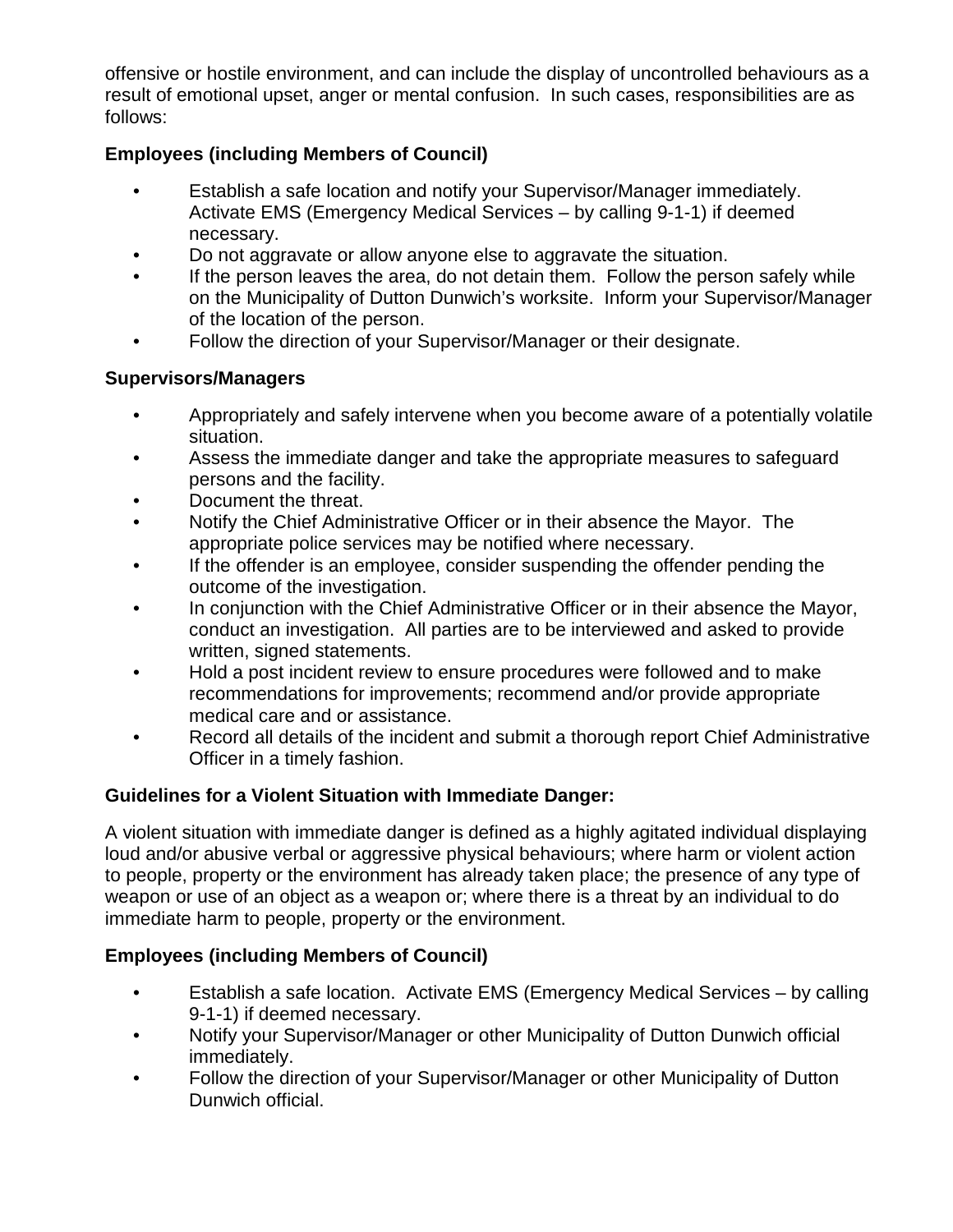offensive or hostile environment, and can include the display of uncontrolled behaviours as a result of emotional upset, anger or mental confusion. In such cases, responsibilities are as follows:

**Employees (including Members of Council)**

- Establish a safe location and notify your Supervisor/Manager immediately. Activate EMS (Emergency Medical Services – by calling 9-1-1) if deemed necessary.
- Do not aggravate or allow anyone else to aggravate the situation.
- If the person leaves the area, do not detain them. Follow the person safely while on the Municipality of Dutton Dunwich's worksite. Inform your Supervisor/Manager of the location of the person.
- Follow the direction of your Supervisor/Manager or their designate.

**Supervisors/Managers**

- Appropriately and safely intervene when you become aware of a potentially volatile situation.
- Assess the immediate danger and take the appropriate measures to safeguard persons and the facility.
- Document the threat.
- Notify the Chief Administrative Officer or in their absence the Mayor. The appropriate police services may be notified where necessary.
- If the offender is an employee, consider suspending the offender pending the outcome of the investigation.
- In conjunction with the Chief Administrative Officer or in their absence the Mayor, conduct an investigation. All parties are to be interviewed and asked to provide written, signed statements.
- Hold a post incident review to ensure procedures were followed and to make recommendations for improvements; recommend and/or provide appropriate medical care and or assistance.
- Record all details of the incident and submit a thorough report Chief Administrative Officer in a timely fashion.

**Guidelines for a Violent Situation with Immediate Danger:**

A violent situation with immediate danger is defined as a highly agitated individual displaying loud and/or abusive verbal or aggressive physical behaviours; where harm or violent action to people, property or the environment has already taken place; the presence of any type of weapon or use of an object as a weapon or; where there is a threat by an individual to do immediate harm to people, property or the environment.

**Employees (including Members of Council)**

- Establish a safe location. Activate EMS (Emergency Medical Services – by calling 9-1-1) if deemed necessary.
- Notify your Supervisor/Manager or other Municipality of Dutton Dunwich official immediately.
- Follow the direction of your Supervisor/Manager or other Municipality of Dutton Dunwich official.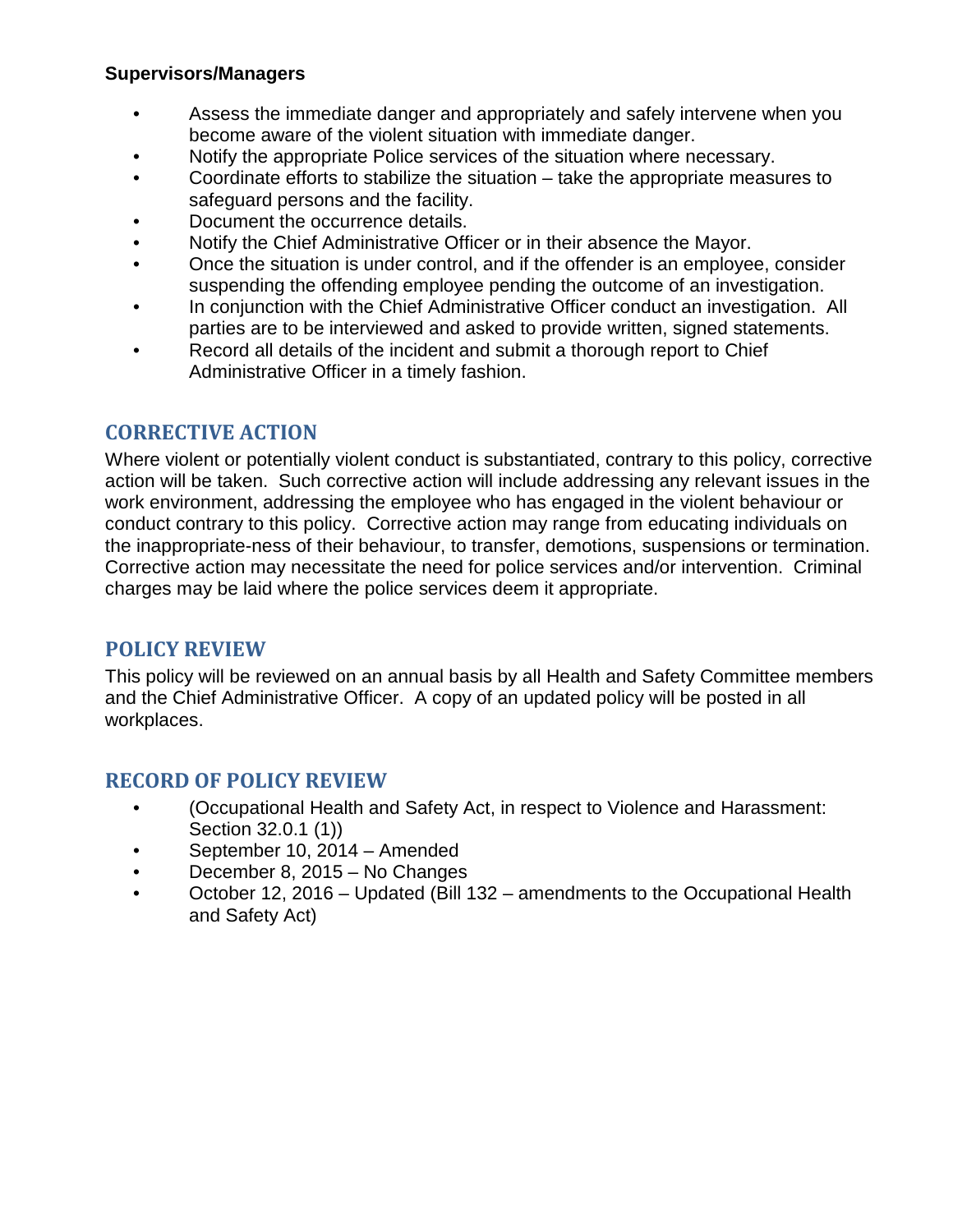**Supervisors/Managers**

- Assess the immediate danger and appropriately and safely intervene when you become aware of the violent situation with immediate danger.
- Notify the appropriate Police services of the situation where necessary.
- Coordinate efforts to stabilize the situation – take the appropriate measures to safeguard persons and the facility.
- Document the occurrence details.
- Notify the Chief Administrative Officer or in their absence the Mayor.
- Once the situation is under control, and if the offender is an employee, consider suspending the offending employee pending the outcome of an investigation.
- In conjunction with the Chief Administrative Officer conduct an investigation. All parties are to be interviewed and asked to provide written, signed statements.
- Record all details of the incident and submit a thorough report to Chief Administrative Officer in a timely fashion.

## CORRECTIVE ACTION

Where violent or potentially violent conduct is substantiated, contrary to this policy, corrective action will be taken. Such corrective action will include addressing any relevant issues in the work environment, addressing the employee who has engaged in the violent behaviour or conduct contrary to this policy. Corrective action may range from educating individuals on the inappropriate-ness of their behaviour, to transfer, demotions, suspensions or termination. Corrective action may necessitate the need for police services and/or intervention. Criminal charges may be laid where the police services deem it appropriate.

## POLICY REVIEW

This policy will be reviewed on an annual basis by all Health and Safety Committee members and the Chief Administrative Officer. A copy of an updated policy will be posted in all workplaces.

## RECORD OF POLICY REVIEW

- (Occupational Health and Safety Act, in respect to Violence and Harassment: Section 32.0.1 (1))
- September 10, 2014 – Amended
- December 8, 2015 – No Changes
- October 12, 2016 – Updated (Bill 132 – amendments to the Occupational Health and Safety Act)